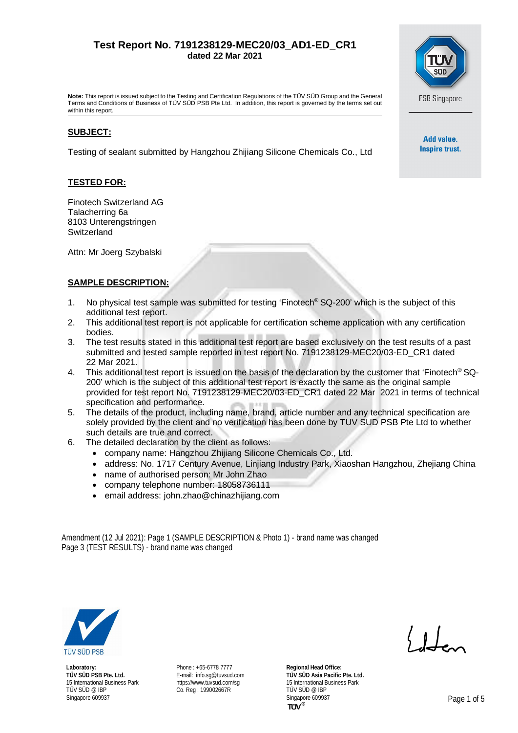# Test Report No. 7191238129-MEC20/03_AD1-ED_CR1

**dated 22 Mar 2021**

**Note:** This report is issued subject to the Testing and Certification Regulations of the TÜV SÜD Group and the General Terms and Conditions of Business of TÜV SÜD PSB Pte Ltd. In addition, this report is governed by the terms set out within this report.

PSB Singapore

**Add value. Inspire trust.**

## SUBJECT:

Testing of sealant submitted by Hangzhou Zhijiang Silicone Chemicals Co., Ltd

## TESTED FOR:

Finotech Switzerland AG
Talacherring 6a
8103 Unterengstringen
Switzerland

Attn: Mr Joerg Szybalski

## SAMPLE DESCRIPTION:

1. No physical test sample was submitted for testing 'Finotech® SQ-200' which is the subject of this additional test report.
2. This additional test report is not applicable for certification scheme application with any certification bodies.
3. The test results stated in this additional test report are based exclusively on the test results of a past submitted and tested sample reported in test report No. 7191238129-MEC20/03-ED_CR1 dated 22 Mar 2021.
4. This additional test report is issued on the basis of the declaration by the customer that 'Finotech® SQ-200' which is the subject of this additional test report is exactly the same as the original sample provided for test report No. 7191238129-MEC20/03-ED_CR1 dated 22 Mar 2021 in terms of technical specification and performance.
5. The details of the product, including name, brand, article number and any technical specification are solely provided by the client and no verification has been done by TUV SUD PSB Pte Ltd to whether such details are true and correct.
6. The detailed declaration by the client as follows:
   - company name: Hangzhou Zhijiang Silicone Chemicals Co., Ltd.
   - address: No. 1717 Century Avenue, Linjiang Industry Park, Xiaoshan Hangzhou, Zhejiang China
   - name of authorised person: Mr John Zhao
   - company telephone number: 18058736111
   - email address: john.zhao@chinazhijiang.com

Amendment (12 Jul 2021): Page 1 (SAMPLE DESCRIPTION & Photo 1) - brand name was changed
Page 3 (TEST RESULTS) - brand name was changed

TÜV SÜD PSB

**Laboratory:**
**TÜV SÜD PSB Pte. Ltd.**
15 International Business Park
TÜV SÜD @ IBP
Singapore 609937

Phone : +65-6778 7777
E-mail: info.sg@tuvsud.com
https://www.tuvsud.com/sg
Co. Reg : 199002667R

**Regional Head Office:**
**TÜV SÜD Asia Pacific Pte. Ltd.**
15 International Business Park
TÜV SÜD @ IBP
Singapore 609937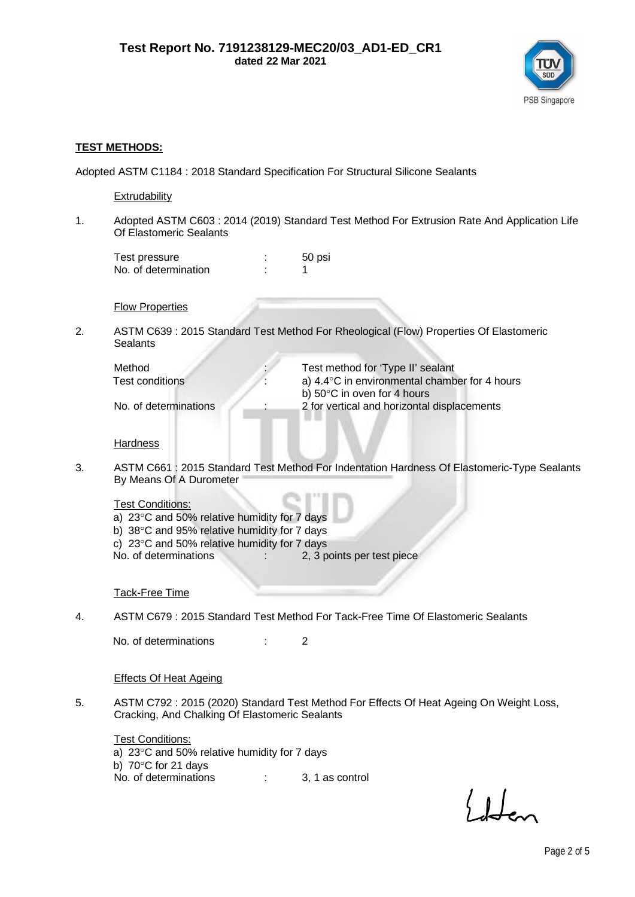**TEST METHODS:**

Adopted ASTM C1184 : 2018 Standard Specification For Structural Silicone Sealants

Extrudability

1. Adopted ASTM C603 : 2014 (2019) Standard Test Method For Extrusion Rate And Application Life Of Elastomeric Sealants

   Test pressure : 50 psi
   No. of determination : 1

Flow Properties

2. ASTM C639 : 2015 Standard Test Method For Rheological (Flow) Properties Of Elastomeric Sealants

   Method : Test method for 'Type II' sealant
   Test conditions : a) 4.4°C in environmental chamber for 4 hours
   b) 50°C in oven for 4 hours
   No. of determinations : 2 for vertical and horizontal displacements

Hardness

3. ASTM C661 : 2015 Standard Test Method For Indentation Hardness Of Elastomeric-Type Sealants By Means Of A Durometer

   Test Conditions:
   a) 23°C and 50% relative humidity for 7 days
   b) 38°C and 95% relative humidity for 7 days
   c) 23°C and 50% relative humidity for 7 days
   No. of determinations : 2, 3 points per test piece

Tack-Free Time

4. ASTM C679 : 2015 Standard Test Method For Tack-Free Time Of Elastomeric Sealants

   No. of determinations : 2

Effects Of Heat Ageing

5. ASTM C792 : 2015 (2020) Standard Test Method For Effects Of Heat Ageing On Weight Loss, Cracking, And Chalking Of Elastomeric Sealants

   Test Conditions:
   a) 23°C and 50% relative humidity for 7 days
   b) 70°C for 21 days
   No. of determinations : 3, 1 as control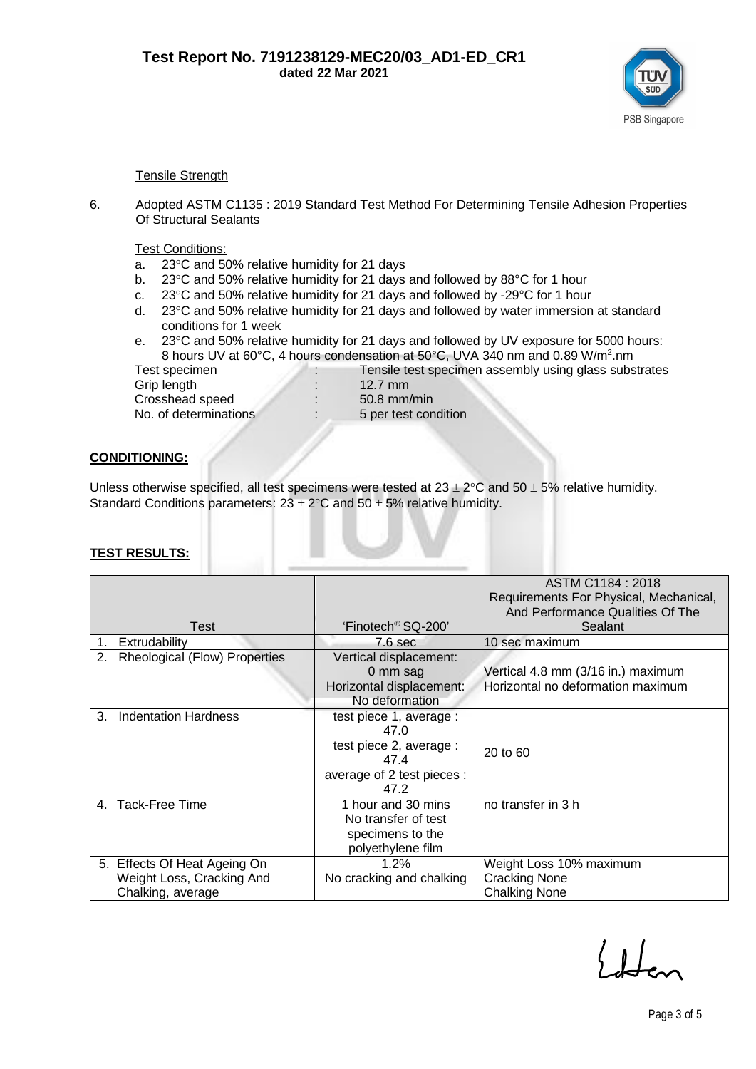Test Report No. 7191238129-MEC20/03_AD1-ED_CR1
dated 22 Mar 2021

Tensile Strength

6. Adopted ASTM C1135 : 2019 Standard Test Method For Determining Tensile Adhesion Properties Of Structural Sealants

Test Conditions:

a. 23°C and 50% relative humidity for 21 days
b. 23°C and 50% relative humidity for 21 days and followed by 88°C for 1 hour
c. 23°C and 50% relative humidity for 21 days and followed by -29°C for 1 hour
d. 23°C and 50% relative humidity for 21 days and followed by water immersion at standard conditions for 1 week
e. 23°C and 50% relative humidity for 21 days and followed by UV exposure for 5000 hours: 8 hours UV at 60°C, 4 hours condensation at 50°C, UVA 340 nm and 0.89 W/m$^2$.nm

| | | |
|---|---|---|
| Test specimen | : | Tensile test specimen assembly using glass substrates |
| Grip length | : | 12.7 mm |
| Crosshead speed | : | 50.8 mm/min |
| No. of determinations | : | 5 per test condition |

**CONDITIONING:**

Unless otherwise specified, all test specimens were tested at 23 ± 2°C and 50 ± 5% relative humidity. Standard Conditions parameters: 23 ± 2°C and 50 ± 5% relative humidity.

**TEST RESULTS:**

| Test | 'Finotech® SQ-200' | ASTM C1184 : 2018 Requirements For Physical, Mechanical, And Performance Qualities Of The Sealant |
|---|---|---|
| 1. Extrudability | 7.6 sec | 10 sec maximum |
| 2. Rheological (Flow) Properties | Vertical displacement: 0 mm sag<br>Horizontal displacement: No deformation | Vertical 4.8 mm (3/16 in.) maximum<br>Horizontal no deformation maximum |
| 3. Indentation Hardness | test piece 1, average : 47.0<br>test piece 2, average : 47.4<br>average of 2 test pieces : 47.2 | 20 to 60 |
| 4. Tack-Free Time | 1 hour and 30 mins<br>No transfer of test specimens to the polyethylene film | no transfer in 3 h |
| 5. Effects Of Heat Ageing On Weight Loss, Cracking And Chalking, average | 1.2%<br>No cracking and chalking | Weight Loss 10% maximum<br>Cracking None<br>Chalking None |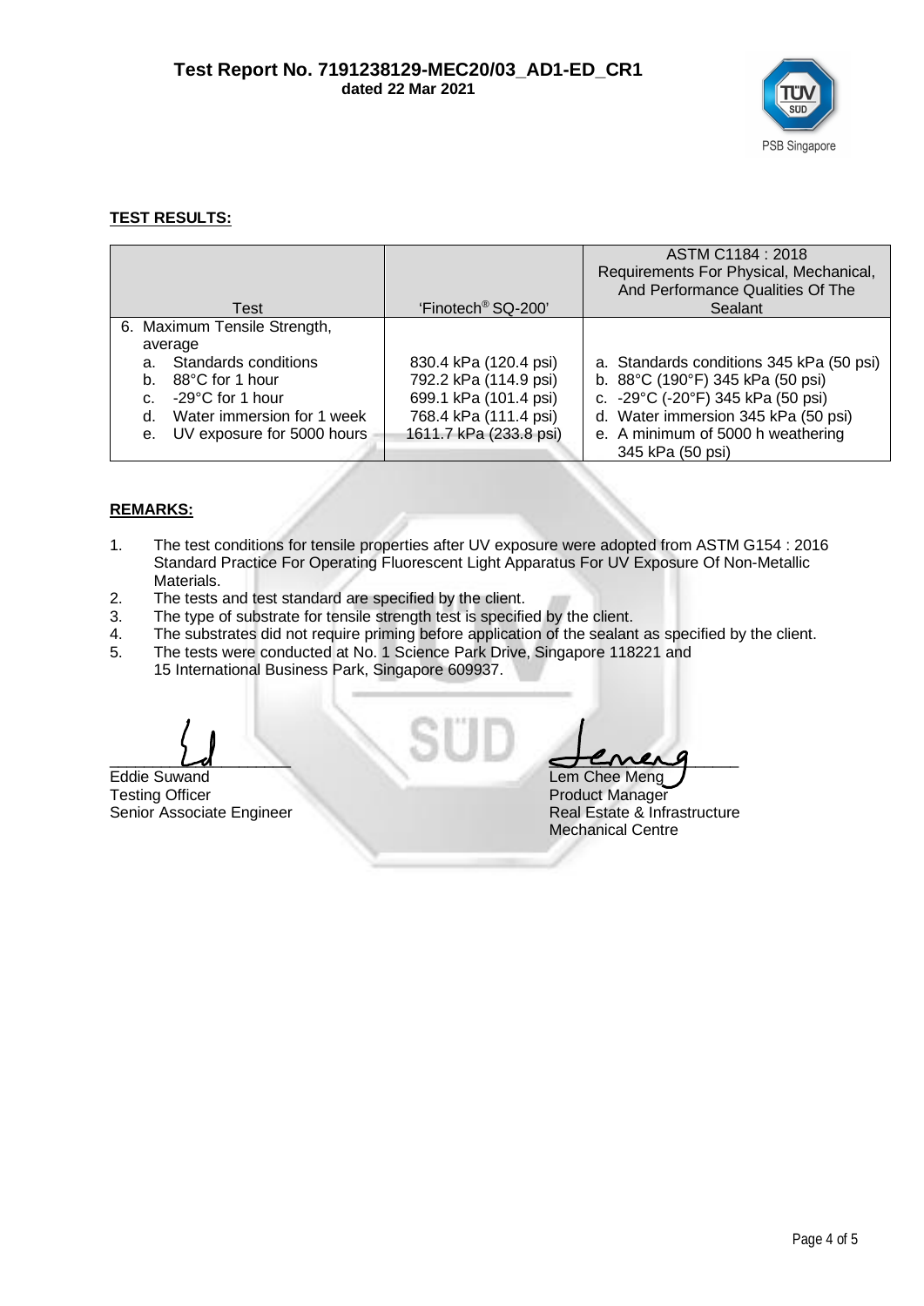**TEST RESULTS:**

| Test | 'Finotech® SQ-200' | ASTM C1184 : 2018 Requirements For Physical, Mechanical, And Performance Qualities Of The Sealant |
|---|---|---|
| 6. Maximum Tensile Strength, average | | |
| a. Standards conditions | 830.4 kPa (120.4 psi) | a. Standards conditions 345 kPa (50 psi) |
| b. 88°C for 1 hour | 792.2 kPa (114.9 psi) | b. 88°C (190°F) 345 kPa (50 psi) |
| c. -29°C for 1 hour | 699.1 kPa (101.4 psi) | c. -29°C (-20°F) 345 kPa (50 psi) |
| d. Water immersion for 1 week | 768.4 kPa (111.4 psi) | d. Water immersion 345 kPa (50 psi) |
| e. UV exposure for 5000 hours | 1611.7 kPa (233.8 psi) | e. A minimum of 5000 h weathering 345 kPa (50 psi) |

**REMARKS:**

1. The test conditions for tensile properties after UV exposure were adopted from ASTM G154 : 2016 Standard Practice For Operating Fluorescent Light Apparatus For UV Exposure Of Non-Metallic Materials.
2. The tests and test standard are specified by the client.
3. The type of substrate for tensile strength test is specified by the client.
4. The substrates did not require priming before application of the sealant as specified by the client.
5. The tests were conducted at No. 1 Science Park Drive, Singapore 118221 and 15 International Business Park, Singapore 609937.

Eddie Suwand
Testing Officer
Senior Associate Engineer

Lem Chee Meng
Product Manager
Real Estate & Infrastructure
Mechanical Centre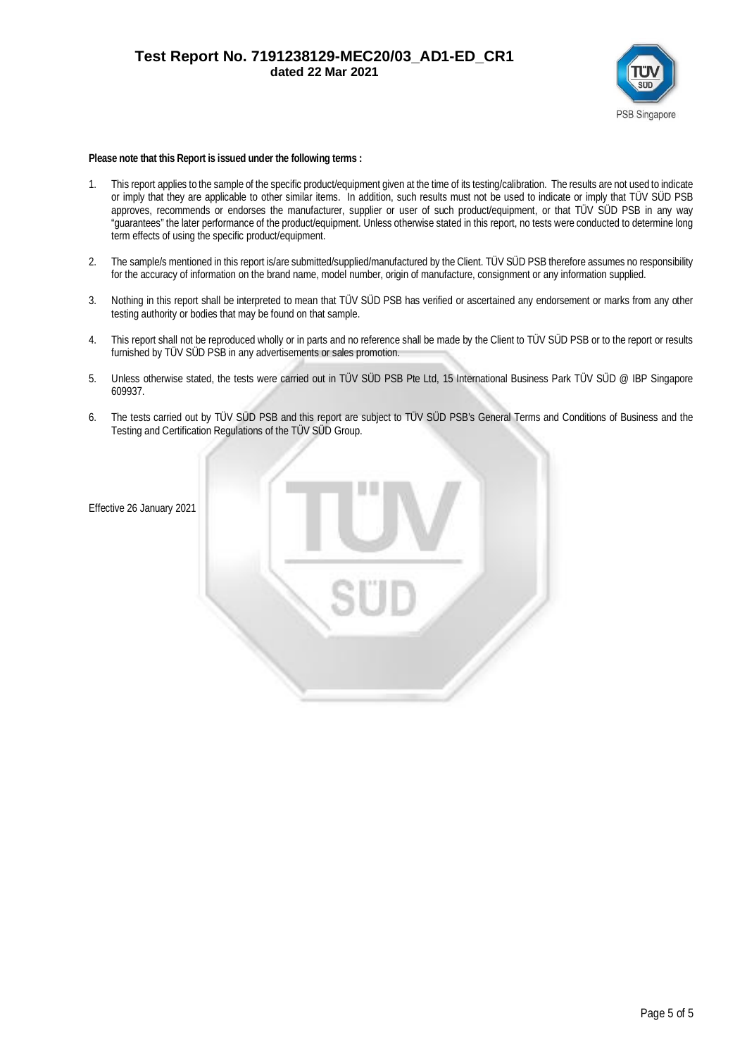**Please note that this Report is issued under the following terms :**

1. This report applies to the sample of the specific product/equipment given at the time of its testing/calibration. The results are not used to indicate or imply that they are applicable to other similar items. In addition, such results must not be used to indicate or imply that TÜV SÜD PSB approves, recommends or endorses the manufacturer, supplier or user of such product/equipment, or that TÜV SÜD PSB in any way "guarantees" the later performance of the product/equipment. Unless otherwise stated in this report, no tests were conducted to determine long term effects of using the specific product/equipment.

2. The sample/s mentioned in this report is/are submitted/supplied/manufactured by the Client. TÜV SÜD PSB therefore assumes no responsibility for the accuracy of information on the brand name, model number, origin of manufacture, consignment or any information supplied.

3. Nothing in this report shall be interpreted to mean that TÜV SÜD PSB has verified or ascertained any endorsement or marks from any other testing authority or bodies that may be found on that sample.

4. This report shall not be reproduced wholly or in parts and no reference shall be made by the Client to TÜV SÜD PSB or to the report or results furnished by TÜV SÜD PSB in any advertisements or sales promotion.

5. Unless otherwise stated, the tests were carried out in TÜV SÜD PSB Pte Ltd, 15 International Business Park TÜV SÜD @ IBP Singapore 609937.

6. The tests carried out by TÜV SÜD PSB and this report are subject to TÜV SÜD PSB's General Terms and Conditions of Business and the Testing and Certification Regulations of the TÜV SÜD Group.

Effective 26 January 2021